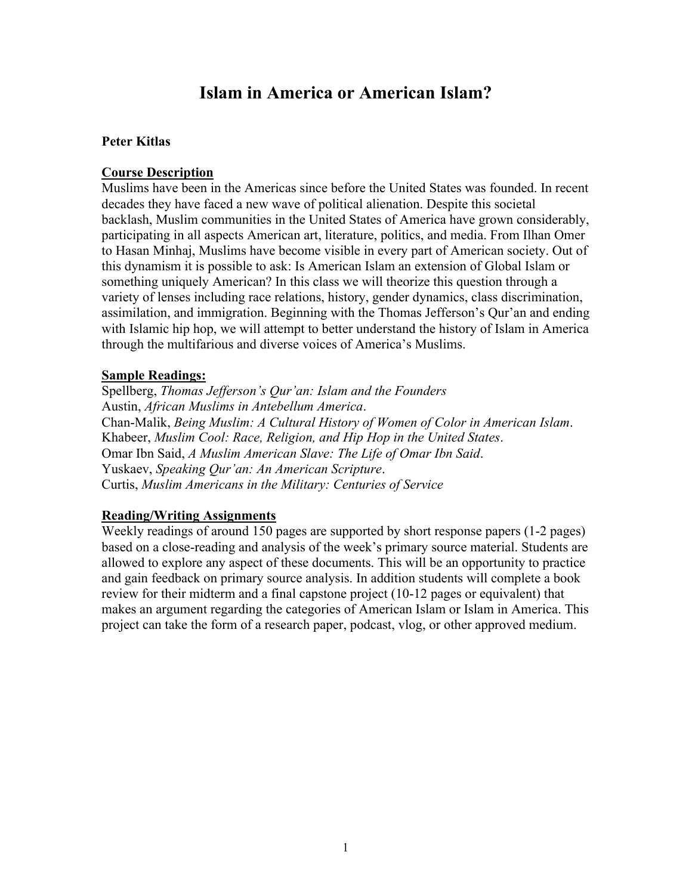# Islam in America or American Islam?

**Peter Kitlas**

## Course Description

Muslims have been in the Americas since before the United States was founded. In recent decades they have faced a new wave of political alienation. Despite this societal backlash, Muslim communities in the United States of America have grown considerably, participating in all aspects American art, literature, politics, and media. From Ilhan Omer to Hasan Minhaj, Muslims have become visible in every part of American society. Out of this dynamism it is possible to ask: Is American Islam an extension of Global Islam or something uniquely American? In this class we will theorize this question through a variety of lenses including race relations, history, gender dynamics, class discrimination, assimilation, and immigration. Beginning with the Thomas Jefferson's Qur'an and ending with Islamic hip hop, we will attempt to better understand the history of Islam in America through the multifarious and diverse voices of America's Muslims.

## Sample Readings:

Spellberg, *Thomas Jefferson's Qur'an: Islam and the Founders*
Austin, *African Muslims in Antebellum America*.
Chan-Malik, *Being Muslim: A Cultural History of Women of Color in American Islam*.
Khabeer, *Muslim Cool: Race, Religion, and Hip Hop in the United States*.
Omar Ibn Said, *A Muslim American Slave: The Life of Omar Ibn Said*.
Yuskaev, *Speaking Qur'an: An American Scripture*.
Curtis, *Muslim Americans in the Military: Centuries of Service*

## Reading/Writing Assignments

Weekly readings of around 150 pages are supported by short response papers (1-2 pages) based on a close-reading and analysis of the week's primary source material. Students are allowed to explore any aspect of these documents. This will be an opportunity to practice and gain feedback on primary source analysis. In addition students will complete a book review for their midterm and a final capstone project (10-12 pages or equivalent) that makes an argument regarding the categories of American Islam or Islam in America. This project can take the form of a research paper, podcast, vlog, or other approved medium.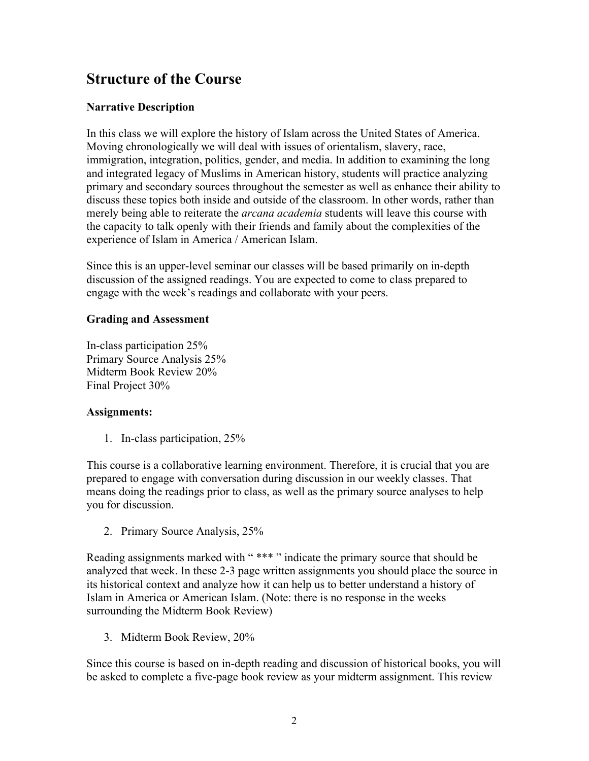## Structure of the Course

### Narrative Description

In this class we will explore the history of Islam across the United States of America. Moving chronologically we will deal with issues of orientalism, slavery, race, immigration, integration, politics, gender, and media. In addition to examining the long and integrated legacy of Muslims in American history, students will practice analyzing primary and secondary sources throughout the semester as well as enhance their ability to discuss these topics both inside and outside of the classroom. In other words, rather than merely being able to reiterate the *arcana academia* students will leave this course with the capacity to talk openly with their friends and family about the complexities of the experience of Islam in America / American Islam.

Since this is an upper-level seminar our classes will be based primarily on in-depth discussion of the assigned readings. You are expected to come to class prepared to engage with the week's readings and collaborate with your peers.

### Grading and Assessment

In-class participation 25%
Primary Source Analysis 25%
Midterm Book Review 20%
Final Project 30%

### Assignments:

1. In-class participation, 25%

This course is a collaborative learning environment. Therefore, it is crucial that you are prepared to engage with conversation during discussion in our weekly classes. That means doing the readings prior to class, as well as the primary source analyses to help you for discussion.

2. Primary Source Analysis, 25%

Reading assignments marked with " *** " indicate the primary source that should be analyzed that week. In these 2-3 page written assignments you should place the source in its historical context and analyze how it can help us to better understand a history of Islam in America or American Islam. (Note: there is no response in the weeks surrounding the Midterm Book Review)

3. Midterm Book Review, 20%

Since this course is based on in-depth reading and discussion of historical books, you will be asked to complete a five-page book review as your midterm assignment. This review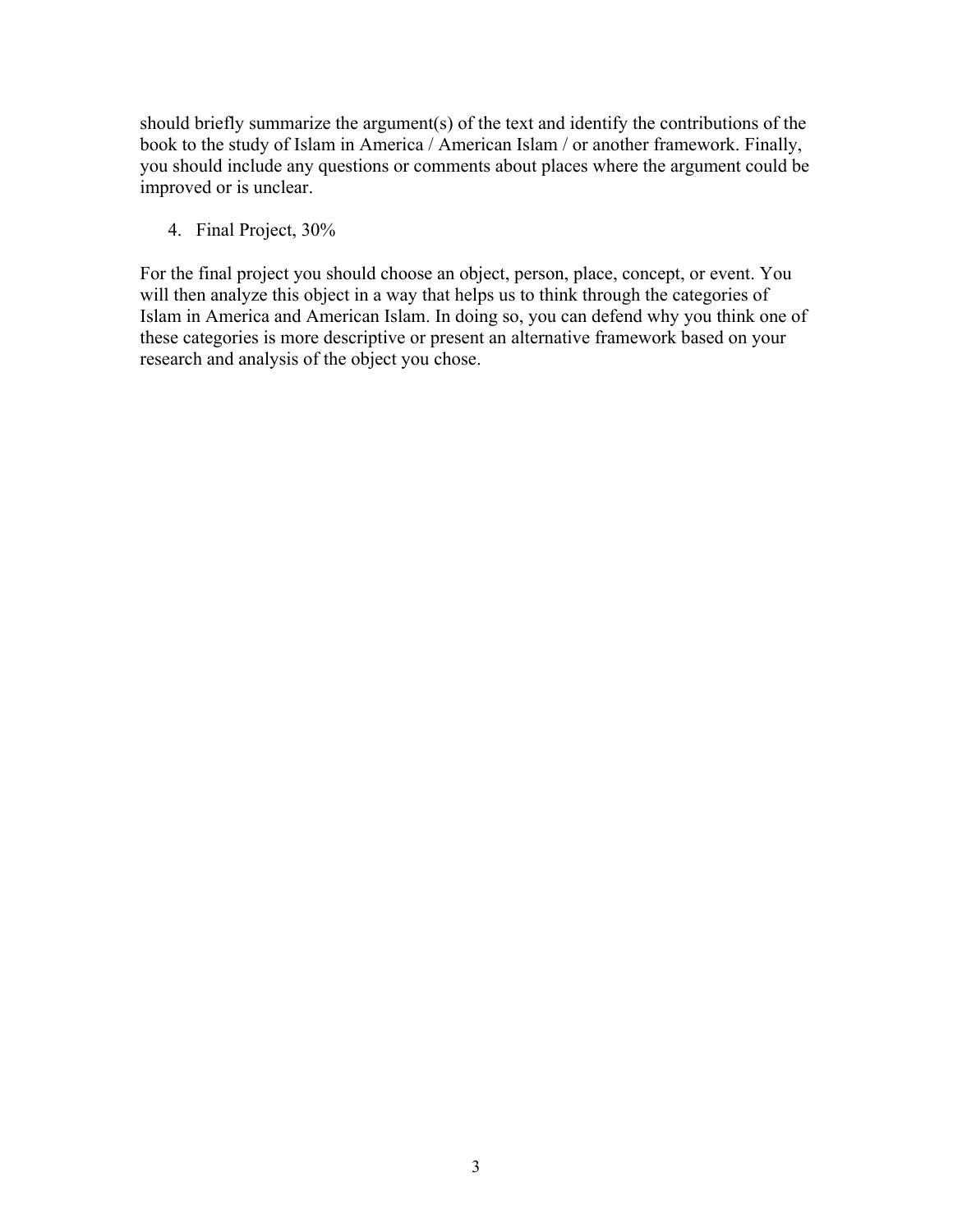should briefly summarize the argument(s) of the text and identify the contributions of the book to the study of Islam in America / American Islam / or another framework. Finally, you should include any questions or comments about places where the argument could be improved or is unclear.

4. Final Project, 30%

For the final project you should choose an object, person, place, concept, or event. You will then analyze this object in a way that helps us to think through the categories of Islam in America and American Islam. In doing so, you can defend why you think one of these categories is more descriptive or present an alternative framework based on your research and analysis of the object you chose.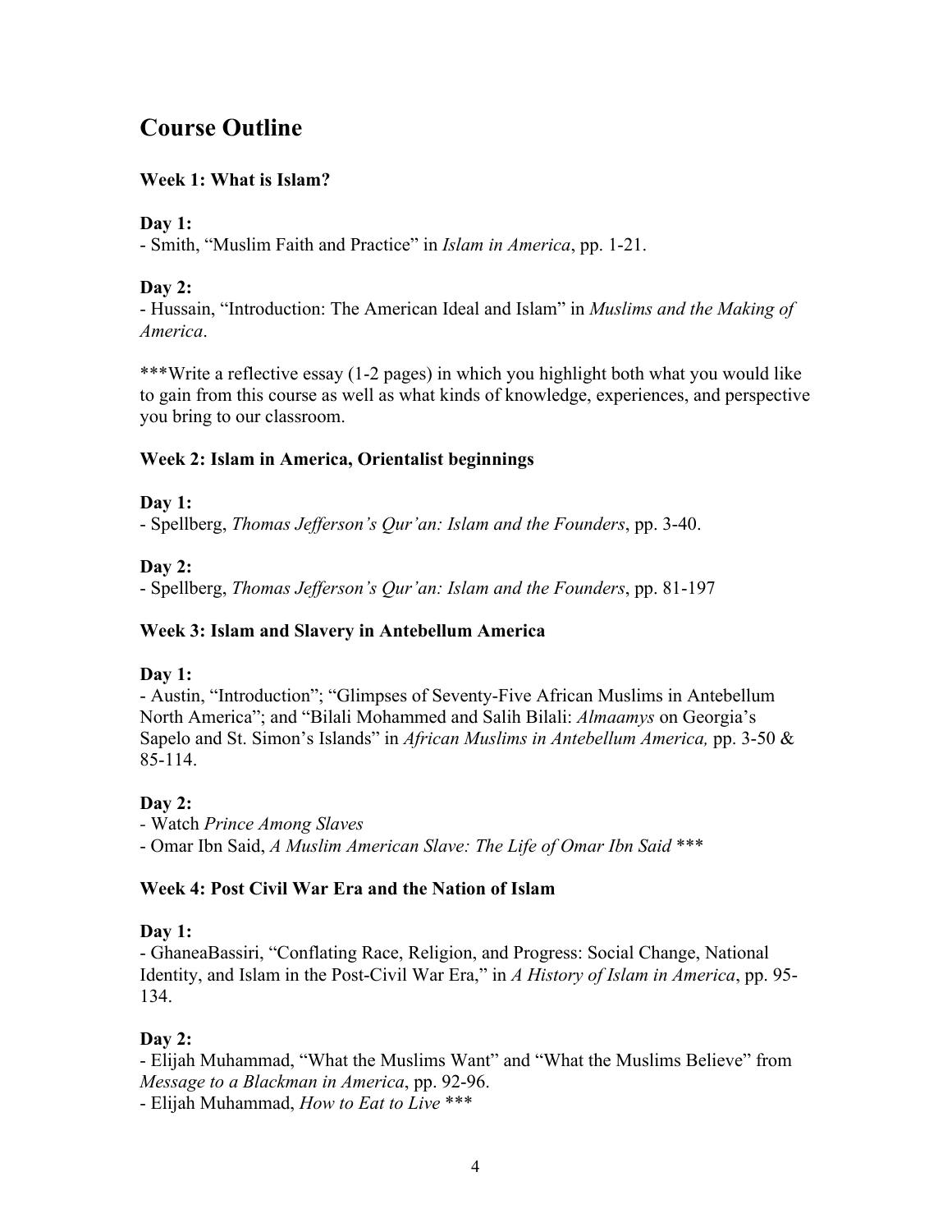## Course Outline

### Week 1: What is Islam?

**Day 1:**
- Smith, "Muslim Faith and Practice" in *Islam in America*, pp. 1-21.

**Day 2:**
- Hussain, "Introduction: The American Ideal and Islam" in *Muslims and the Making of America*.

***Write a reflective essay (1-2 pages) in which you highlight both what you would like to gain from this course as well as what kinds of knowledge, experiences, and perspective you bring to our classroom.

### Week 2: Islam in America, Orientalist beginnings

**Day 1:**
- Spellberg, *Thomas Jefferson's Qur'an: Islam and the Founders*, pp. 3-40.

**Day 2:**
- Spellberg, *Thomas Jefferson's Qur'an: Islam and the Founders*, pp. 81-197

### Week 3: Islam and Slavery in Antebellum America

**Day 1:**
- Austin, "Introduction"; "Glimpses of Seventy-Five African Muslims in Antebellum North America"; and "Bilali Mohammed and Salih Bilali: *Almaamys* on Georgia's Sapelo and St. Simon's Islands" in *African Muslims in Antebellum America,* pp. 3-50 & 85-114.

**Day 2:**
- Watch *Prince Among Slaves*
- Omar Ibn Said, *A Muslim American Slave: The Life of Omar Ibn Said* ***

### Week 4: Post Civil War Era and the Nation of Islam

**Day 1:**
- GhaneaBassiri, "Conflating Race, Religion, and Progress: Social Change, National Identity, and Islam in the Post-Civil War Era," in *A History of Islam in America*, pp. 95-134.

**Day 2:**
- Elijah Muhammad, "What the Muslims Want" and "What the Muslims Believe" from *Message to a Blackman in America*, pp. 92-96.
- Elijah Muhammad, *How to Eat to Live* ***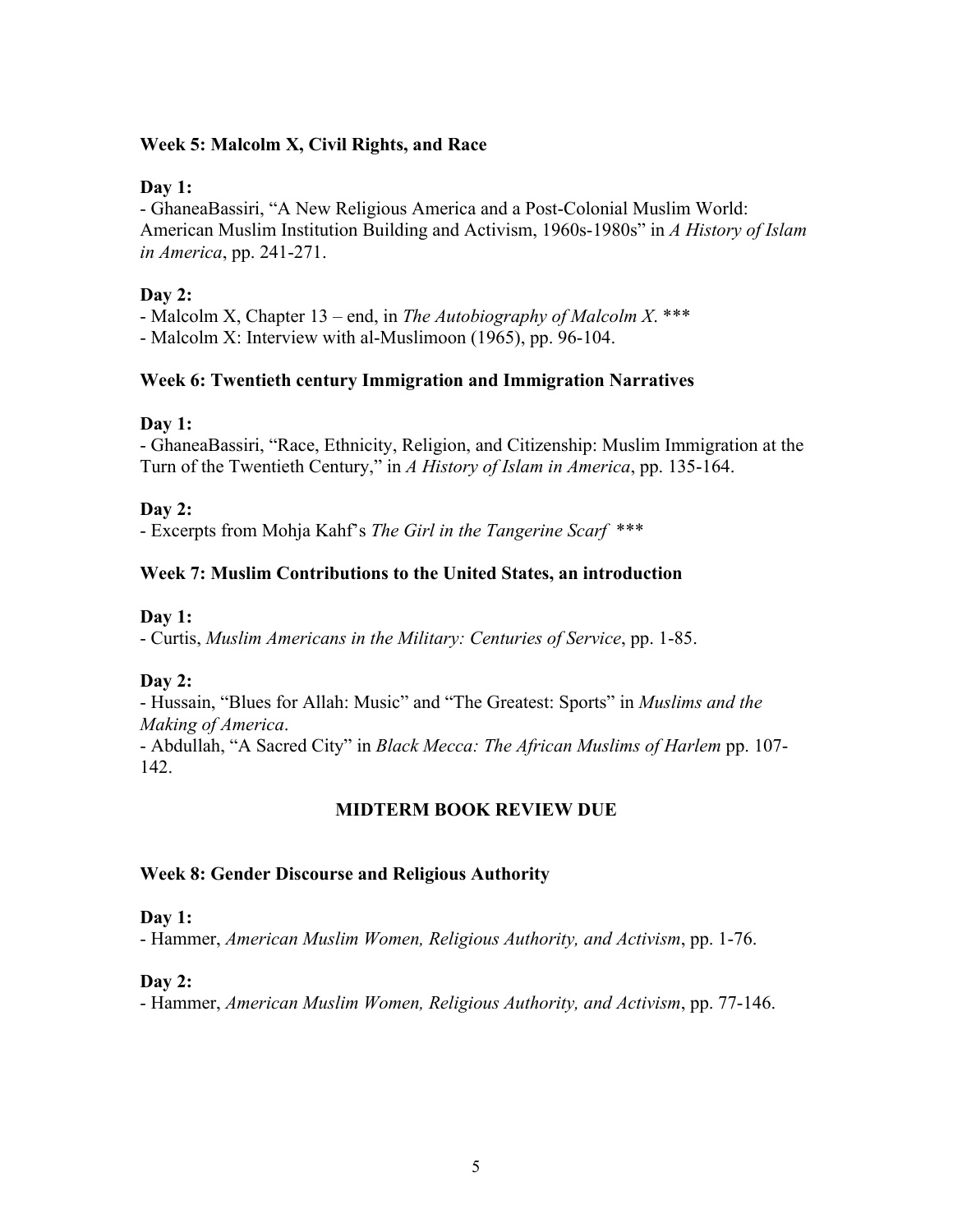### Week 5: Malcolm X, Civil Rights, and Race

**Day 1:**

- GhaneaBassiri, “A New Religious America and a Post-Colonial Muslim World: American Muslim Institution Building and Activism, 1960s-1980s” in *A History of Islam in America*, pp. 241-271.

**Day 2:**

- Malcolm X, Chapter 13 – end, in *The Autobiography of Malcolm X*. ***
- Malcolm X: Interview with al-Muslimoon (1965), pp. 96-104.

### Week 6: Twentieth century Immigration and Immigration Narratives

**Day 1:**

- GhaneaBassiri, “Race, Ethnicity, Religion, and Citizenship: Muslim Immigration at the Turn of the Twentieth Century,” in *A History of Islam in America*, pp. 135-164.

**Day 2:**

- Excerpts from Mohja Kahf’s *The Girl in the Tangerine Scarf* ***

### Week 7: Muslim Contributions to the United States, an introduction

**Day 1:**

- Curtis, *Muslim Americans in the Military: Centuries of Service*, pp. 1-85.

**Day 2:**

- Hussain, “Blues for Allah: Music” and “The Greatest: Sports” in *Muslims and the Making of America*.
- Abdullah, “A Sacred City” in *Black Mecca: The African Muslims of Harlem* pp. 107-142.

**MIDTERM BOOK REVIEW DUE**

### Week 8: Gender Discourse and Religious Authority

**Day 1:**

- Hammer, *American Muslim Women, Religious Authority, and Activism*, pp. 1-76.

**Day 2:**

- Hammer, *American Muslim Women, Religious Authority, and Activism*, pp. 77-146.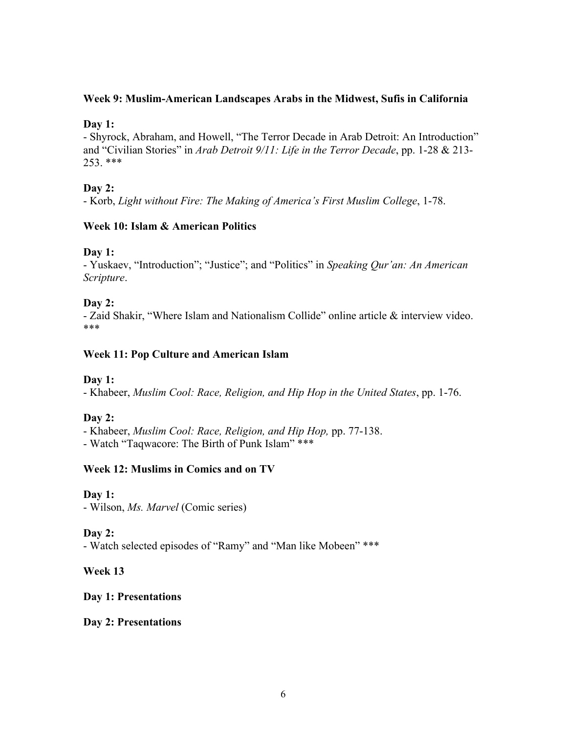**Week 9: Muslim-American Landscapes Arabs in the Midwest, Sufis in California**

**Day 1:**

- Shyrock, Abraham, and Howell, "The Terror Decade in Arab Detroit: An Introduction" and "Civilian Stories" in *Arab Detroit 9/11: Life in the Terror Decade*, pp. 1-28 & 213-253. ***

**Day 2:**

- Korb, *Light without Fire: The Making of America's First Muslim College*, 1-78.

**Week 10: Islam & American Politics**

**Day 1:**

- Yuskaev, "Introduction"; "Justice"; and "Politics" in *Speaking Qur'an: An American Scripture*.

**Day 2:**

- Zaid Shakir, "Where Islam and Nationalism Collide" online article & interview video. ***

**Week 11: Pop Culture and American Islam**

**Day 1:**

- Khabeer, *Muslim Cool: Race, Religion, and Hip Hop in the United States*, pp. 1-76.

**Day 2:**

- Khabeer, *Muslim Cool: Race, Religion, and Hip Hop,* pp. 77-138.
- Watch "Taqwacore: The Birth of Punk Islam" ***

**Week 12: Muslims in Comics and on TV**

**Day 1:**

- Wilson, *Ms. Marvel* (Comic series)

**Day 2:**

- Watch selected episodes of "Ramy" and "Man like Mobeen" ***

**Week 13**

**Day 1: Presentations**

**Day 2: Presentations**